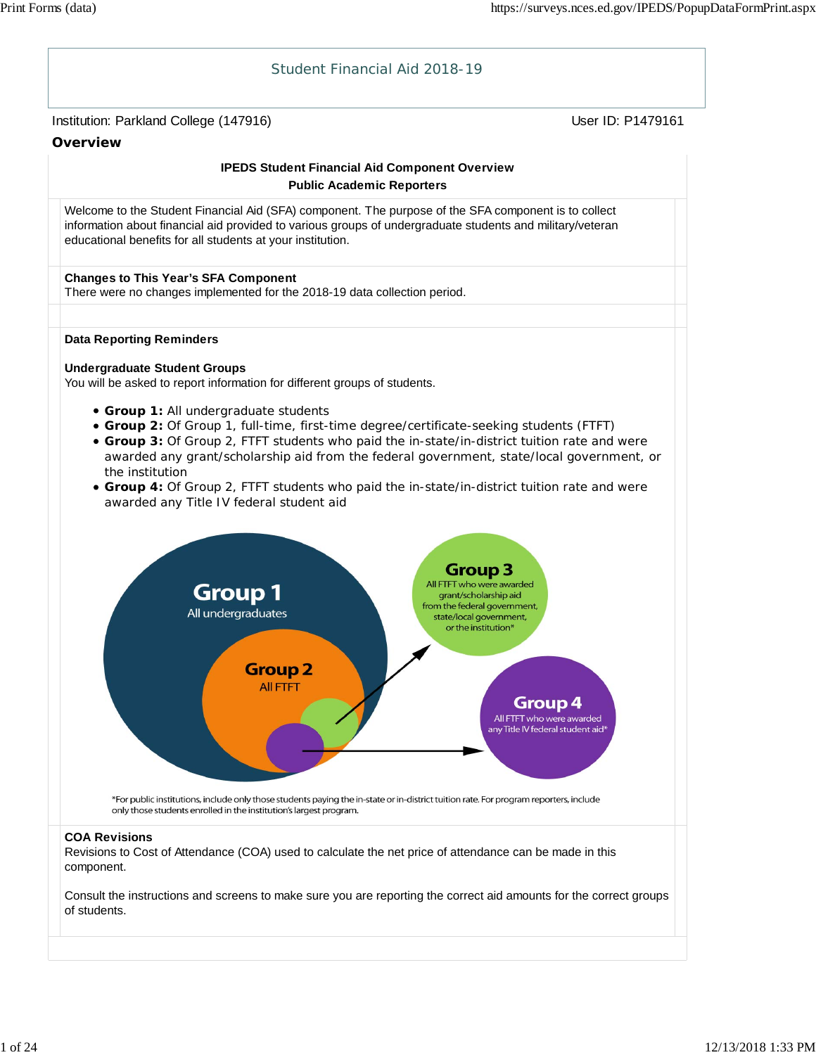# Student Financial Aid 2018-19

Institution: Parkland College (147916)

User ID: P1479161

## Overview

**IPEDS Student Financial Aid Component Overview**

**Public Academic Reporters**

Welcome to the Student Financial Aid (SFA) component. The purpose of the SFA component is to collect information about financial aid provided to various groups of undergraduate students and military/veteran educational benefits for all students at your institution.

**Changes to This Year's SFA Component**

There were no changes implemented for the 2018-19 data collection period.

**Data Reporting Reminders**

**Undergraduate Student Groups**

You will be asked to report information for different groups of students.

- **Group 1:** All undergraduate students
- **Group 2:** Of Group 1, full-time, first-time degree/certificate-seeking students (FTFT)
- **Group 3:** Of Group 2, FTFT students who paid the in-state/in-district tuition rate and were awarded any grant/scholarship aid from the federal government, state/local government, or the institution
- **Group 4:** Of Group 2, FTFT students who paid the in-state/in-district tuition rate and were awarded any Title IV federal student aid

Group 1: All undergraduates

Group 2: All FTFT

Group 3: All FTFT who were awarded grant/scholarship aid from the federal government, state/local government, or the institution*

Group 4: All FTFT who were awarded any Title IV federal student aid*

*For public institutions, include only those students paying the in-state or in-district tuition rate. For program reporters, include only those students enrolled in the institution's largest program.

**COA Revisions**

Revisions to Cost of Attendance (COA) used to calculate the net price of attendance can be made in this component.

Consult the instructions and screens to make sure you are reporting the correct aid amounts for the correct groups of students.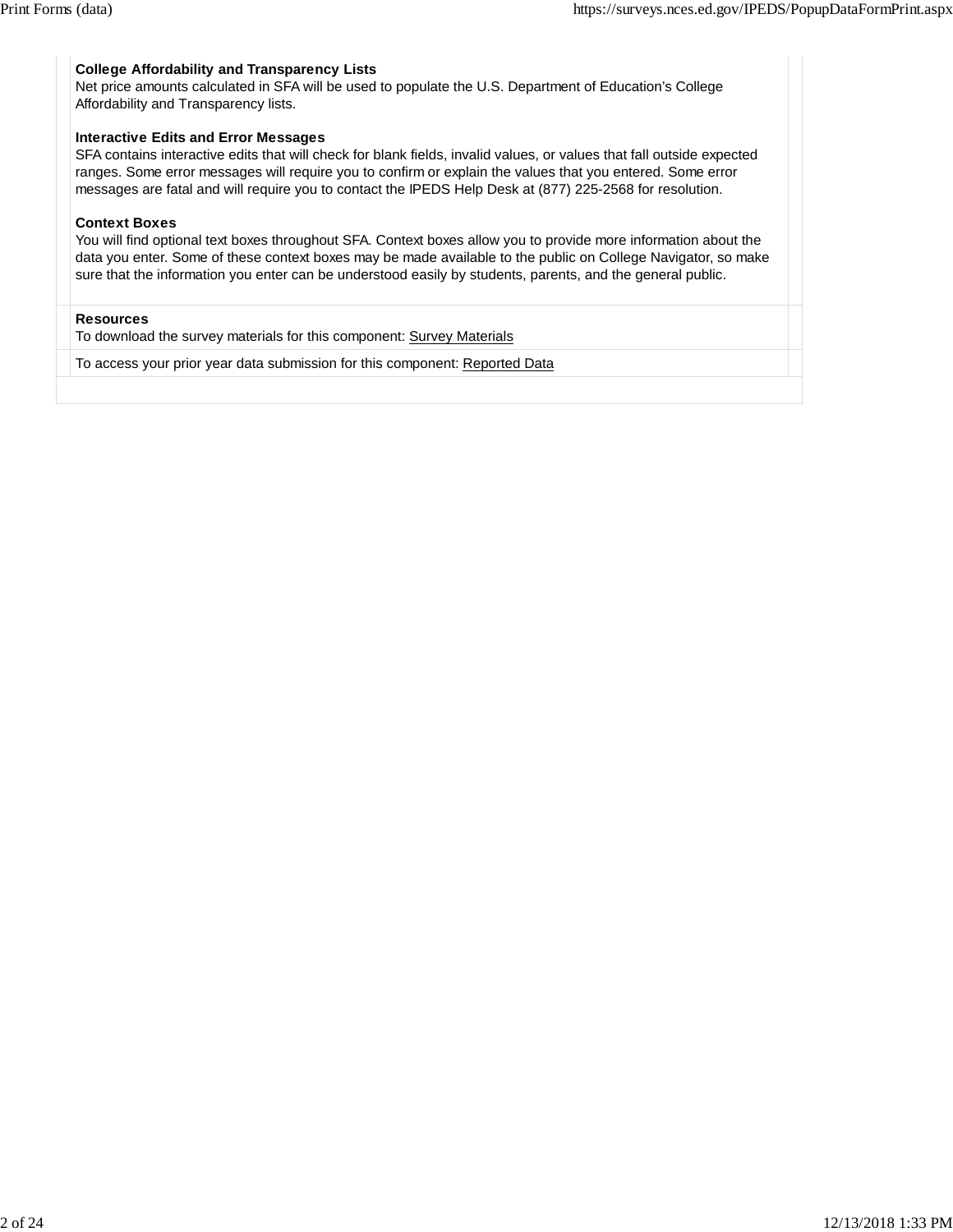**College Affordability and Transparency Lists**
Net price amounts calculated in SFA will be used to populate the U.S. Department of Education's College Affordability and Transparency lists.

**Interactive Edits and Error Messages**
SFA contains interactive edits that will check for blank fields, invalid values, or values that fall outside expected ranges. Some error messages will require you to confirm or explain the values that you entered. Some error messages are fatal and will require you to contact the IPEDS Help Desk at (877) 225-2568 for resolution.

**Context Boxes**
You will find optional text boxes throughout SFA. Context boxes allow you to provide more information about the data you enter. Some of these context boxes may be made available to the public on College Navigator, so make sure that the information you enter can be understood easily by students, parents, and the general public.

**Resources**
To download the survey materials for this component: Survey Materials

To access your prior year data submission for this component: Reported Data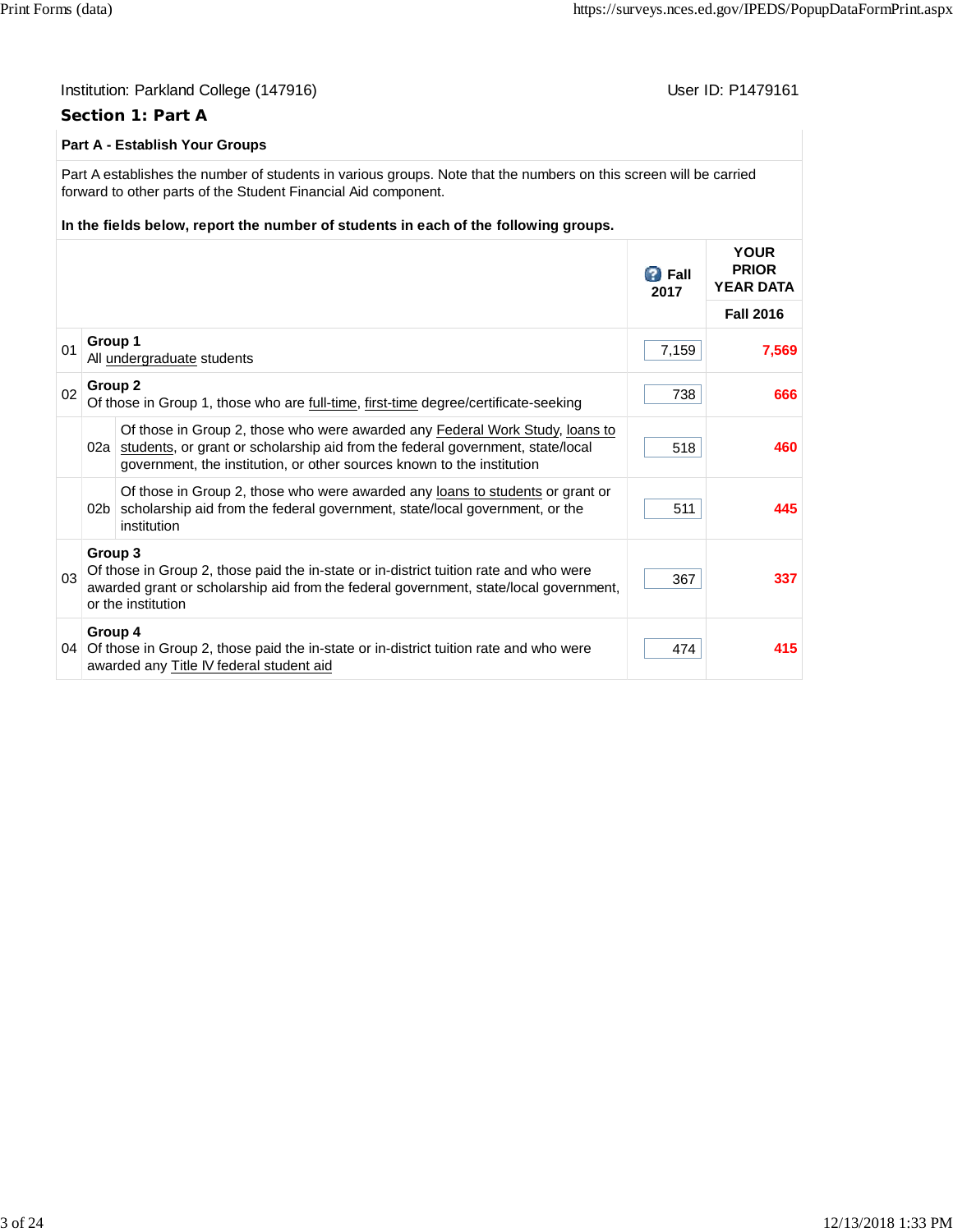Institution: Parkland College (147916)

User ID: P1479161

## Section 1: Part A

### Part A - Establish Your Groups

Part A establishes the number of students in various groups. Note that the numbers on this screen will be carried forward to other parts of the Student Financial Aid component.

**In the fields below, report the number of students in each of the following groups.**

| | | Fall 2017 | YOUR PRIOR YEAR DATA Fall 2016 |
|---|---|---|---|
| 01 | **Group 1** All undergraduate students | 7,159 | 7,569 |
| 02 | **Group 2** Of those in Group 1, those who are full-time, first-time degree/certificate-seeking | 738 | 666 |
| 02a | Of those in Group 2, those who were awarded any Federal Work Study, loans to students, or grant or scholarship aid from the federal government, state/local government, the institution, or other sources known to the institution | 518 | 460 |
| 02b | Of those in Group 2, those who were awarded any loans to students or grant or scholarship aid from the federal government, state/local government, or the institution | 511 | 445 |
| 03 | **Group 3** Of those in Group 2, those paid the in-state or in-district tuition rate and who were awarded grant or scholarship aid from the federal government, state/local government, or the institution | 367 | 337 |
| 04 | **Group 4** Of those in Group 2, those paid the in-state or in-district tuition rate and who were awarded any Title IV federal student aid | 474 | 415 |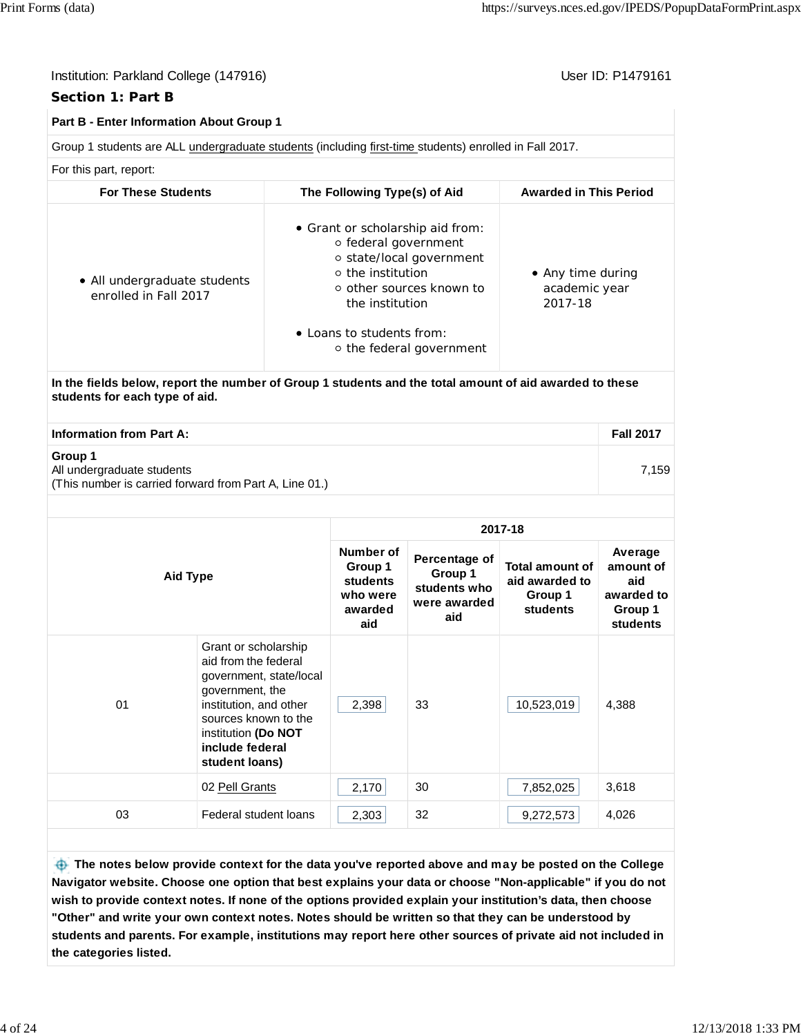Institution: Parkland College (147916)

User ID: P1479161

### Section 1: Part B

**Part B - Enter Information About Group 1**

Group 1 students are ALL undergraduate students (including first-time students) enrolled in Fall 2017.

For this part, report:

| For These Students | The Following Type(s) of Aid | Awarded in This Period |
|---|---|---|
| • All undergraduate students enrolled in Fall 2017 | • Grant or scholarship aid from:<br>○ federal government<br>○ state/local government<br>○ the institution<br>○ other sources known to the institution<br><br>• Loans to students from:<br>○ the federal government | • Any time during academic year 2017-18 |

**In the fields below, report the number of Group 1 students and the total amount of aid awarded to these students for each type of aid.**

| Information from Part A: | Fall 2017 |
|---|---|
| **Group 1**<br>All undergraduate students<br>(This number is carried forward from Part A, Line 01.) | 7,159 |

| | Aid Type | 2017-18 | | | |
|---|---|---|---|---|---|
| | | Number of Group 1 students who were awarded aid | Percentage of Group 1 students who were awarded aid | Total amount of aid awarded to Group 1 students | Average amount of aid awarded to Group 1 students |
| 01 | Grant or scholarship aid from the federal government, state/local government, the institution, and other sources known to the institution **(Do NOT include federal student loans)** | 2,398 | 33 | 10,523,019 | 4,388 |
| | 02 Pell Grants | 2,170 | 30 | 7,852,025 | 3,618 |
| 03 | Federal student loans | 2,303 | 32 | 9,272,573 | 4,026 |

**The notes below provide context for the data you've reported above and may be posted on the College Navigator website. Choose one option that best explains your data or choose "Non-applicable" if you do not wish to provide context notes. If none of the options provided explain your institution's data, then choose "Other" and write your own context notes. Notes should be written so that they can be understood by students and parents. For example, institutions may report here other sources of private aid not included in the categories listed.**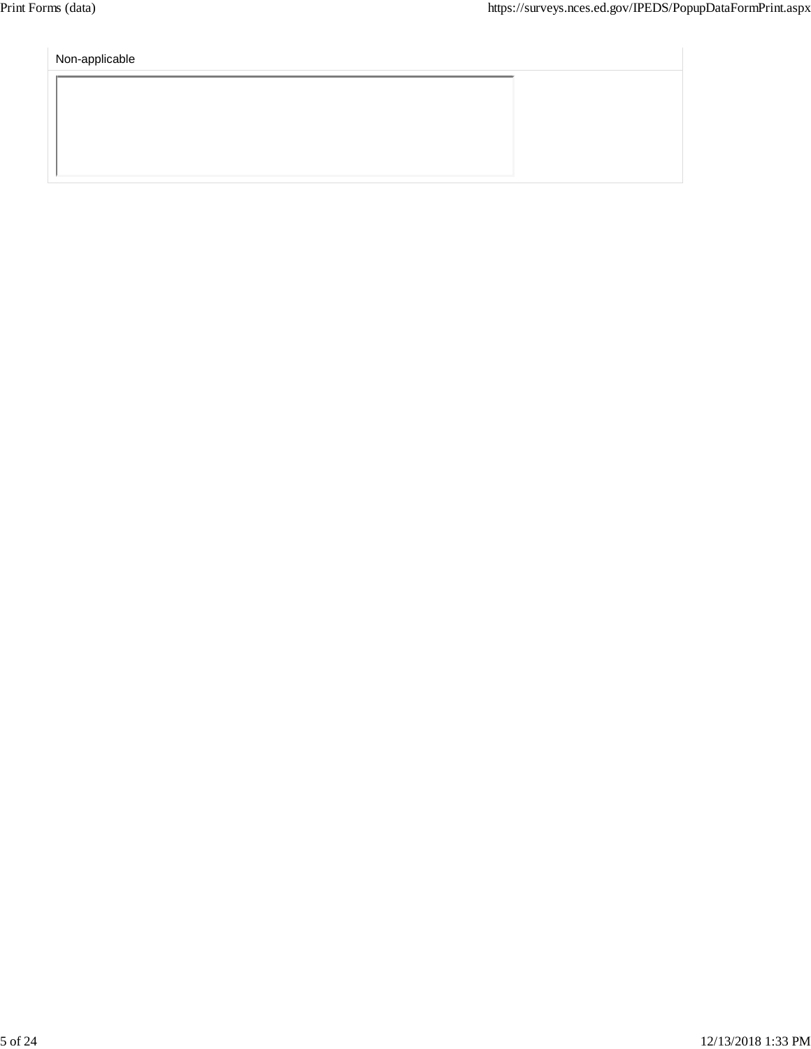Non-applicable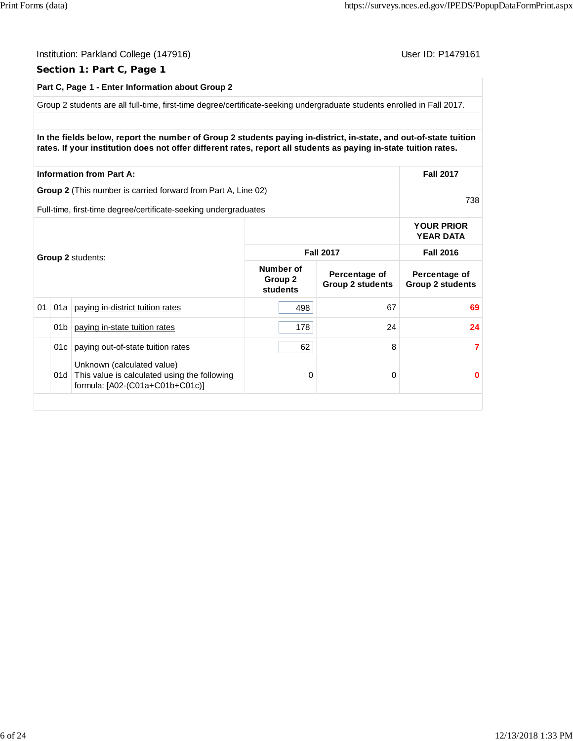Institution: Parkland College (147916)

User ID: P1479161

## Section 1: Part C, Page 1

**Part C, Page 1 - Enter Information about Group 2**

Group 2 students are all full-time, first-time degree/certificate-seeking undergraduate students enrolled in Fall 2017.

**In the fields below, report the number of Group 2 students paying in-district, in-state, and out-of-state tuition rates. If your institution does not offer different rates, report all students as paying in-state tuition rates.**

| Information from Part A: | Fall 2017 |
|---|---|
| **Group 2** (This number is carried forward from Part A, Line 02)<br><br>Full-time, first-time degree/certificate-seeking undergraduates | 738 |

| | | **Group 2** students: | Fall 2017 | | YOUR PRIOR YEAR DATA Fall 2016 |
|---|---|---|---|---|---|
| | | | Number of Group 2 students | Percentage of Group 2 students | Percentage of Group 2 students |
| 01 | 01a | paying in-district tuition rates | 498 | 67 | 69 |
| | 01b | paying in-state tuition rates | 178 | 24 | 24 |
| | 01c | paying out-of-state tuition rates | 62 | 8 | 7 |
| | 01d | Unknown (calculated value)<br>This value is calculated using the following formula: [A02-(C01a+C01b+C01c)] | 0 | 0 | 0 |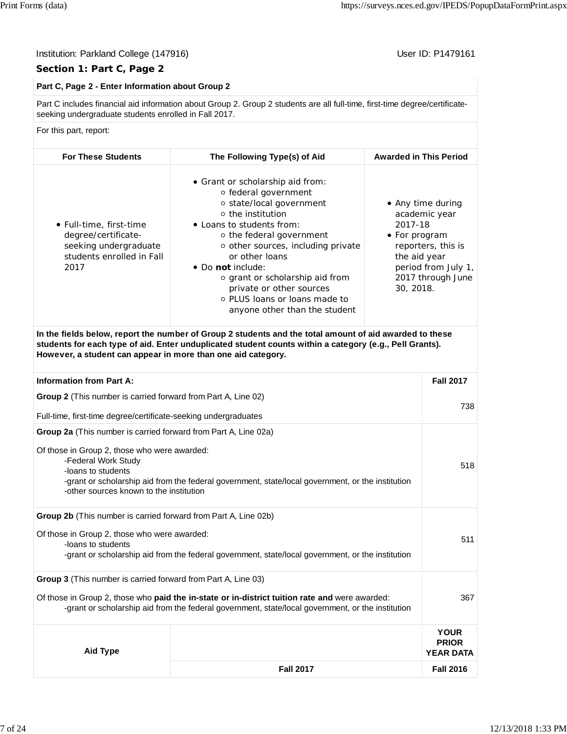Institution: Parkland College (147916) User ID: P1479161

## Section 1: Part C, Page 2

**Part C, Page 2 - Enter Information about Group 2**

Part C includes financial aid information about Group 2. Group 2 students are all full-time, first-time degree/certificate-seeking undergraduate students enrolled in Fall 2017.

For this part, report:

| For These Students | The Following Type(s) of Aid | Awarded in This Period |
|---|---|---|
| • Full-time, first-time degree/certificate-seeking undergraduate students enrolled in Fall 2017 | • Grant or scholarship aid from:<br>◦ federal government<br>◦ state/local government<br>◦ the institution<br>• Loans to students from:<br>◦ the federal government<br>◦ other sources, including private or other loans<br>• Do **not** include:<br>◦ grant or scholarship aid from private or other sources<br>◦ PLUS loans or loans made to anyone other than the student | • Any time during academic year 2017-18<br>• For program reporters, this is the aid year period from July 1, 2017 through June 30, 2018. |

**In the fields below, report the number of Group 2 students and the total amount of aid awarded to these students for each type of aid. Enter unduplicated student counts within a category (e.g., Pell Grants). However, a student can appear in more than one aid category.**

| Information from Part A: | Fall 2017 |
|---|---|
| **Group 2** (This number is carried forward from Part A, Line 02)<br><br>Full-time, first-time degree/certificate-seeking undergraduates | 738 |
| **Group 2a** (This number is carried forward from Part A, Line 02a)<br><br>Of those in Group 2, those who were awarded:<br>-Federal Work Study<br>-loans to students<br>-grant or scholarship aid from the federal government, state/local government, or the institution<br>-other sources known to the institution | 518 |
| **Group 2b** (This number is carried forward from Part A, Line 02b)<br><br>Of those in Group 2, those who were awarded:<br>-loans to students<br>-grant or scholarship aid from the federal government, state/local government, or the institution | 511 |
| **Group 3** (This number is carried forward from Part A, Line 03)<br><br>Of those in Group 2, those who **paid the in-state or in-district tuition rate and** were awarded:<br>-grant or scholarship aid from the federal government, state/local government, or the institution | 367 |

| Aid Type | | YOUR PRIOR YEAR DATA |
|---|---|---|
| | Fall 2017 | Fall 2016 |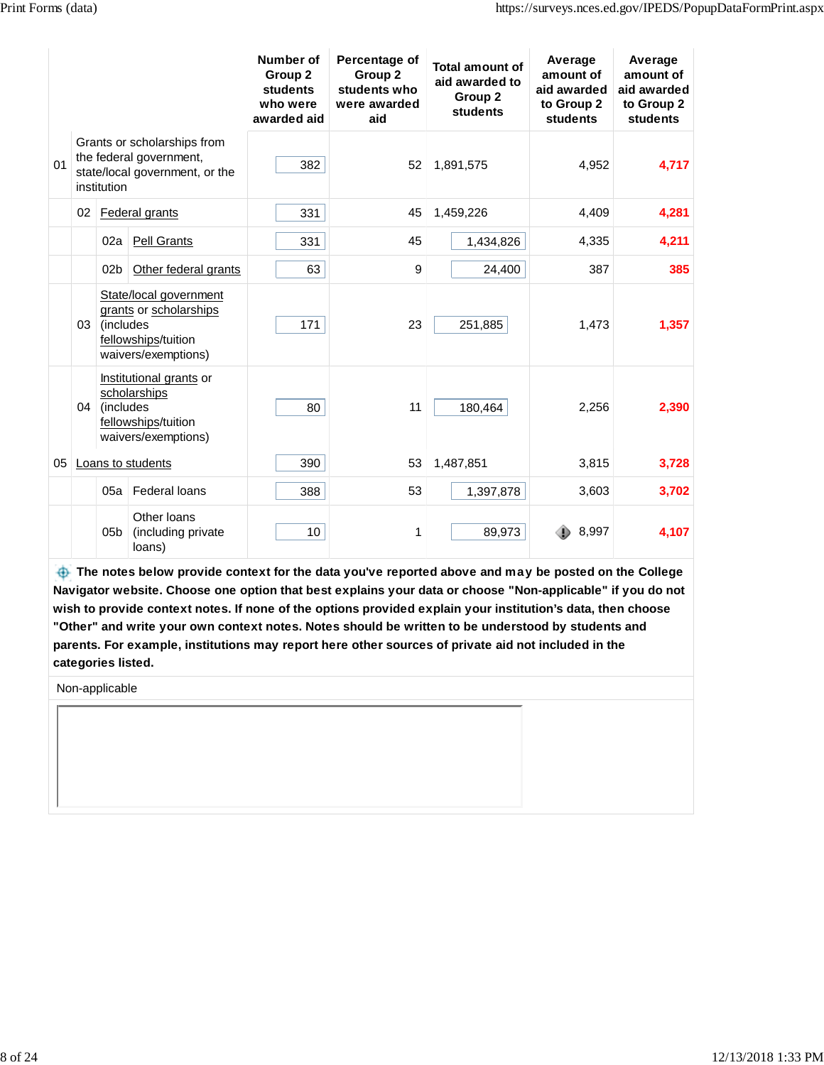| | Number of Group 2 students who were awarded aid | Percentage of Group 2 students who were awarded aid | Total amount of aid awarded to Group 2 students | Average amount of aid awarded to Group 2 students | Average amount of aid awarded to Group 2 students |
|---|---|---|---|---|---|
| 01 Grants or scholarships from the federal government, state/local government, or the institution | 382 | 52 | 1,891,575 | 4,952 | **4,717** |
| 02 Federal grants | 331 | 45 | 1,459,226 | 4,409 | **4,281** |
| 02a Pell Grants | 331 | 45 | 1,434,826 | 4,335 | **4,211** |
| 02b Other federal grants | 63 | 9 | 24,400 | 387 | **385** |
| 03 State/local government grants or scholarships (includes fellowships/tuition waivers/exemptions) | 171 | 23 | 251,885 | 1,473 | **1,357** |
| 04 Institutional grants or scholarships (includes fellowships/tuition waivers/exemptions) | 80 | 11 | 180,464 | 2,256 | **2,390** |
| 05 Loans to students | 390 | 53 | 1,487,851 | 3,815 | **3,728** |
| 05a Federal loans | 388 | 53 | 1,397,878 | 3,603 | **3,702** |
| 05b Other loans (including private loans) | 10 | 1 | 89,973 | 8,997 | **4,107** |

**The notes below provide context for the data you've reported above and may be posted on the College Navigator website. Choose one option that best explains your data or choose "Non-applicable" if you do not wish to provide context notes. If none of the options provided explain your institution's data, then choose "Other" and write your own context notes. Notes should be written to be understood by students and parents. For example, institutions may report here other sources of private aid not included in the categories listed.**

Non-applicable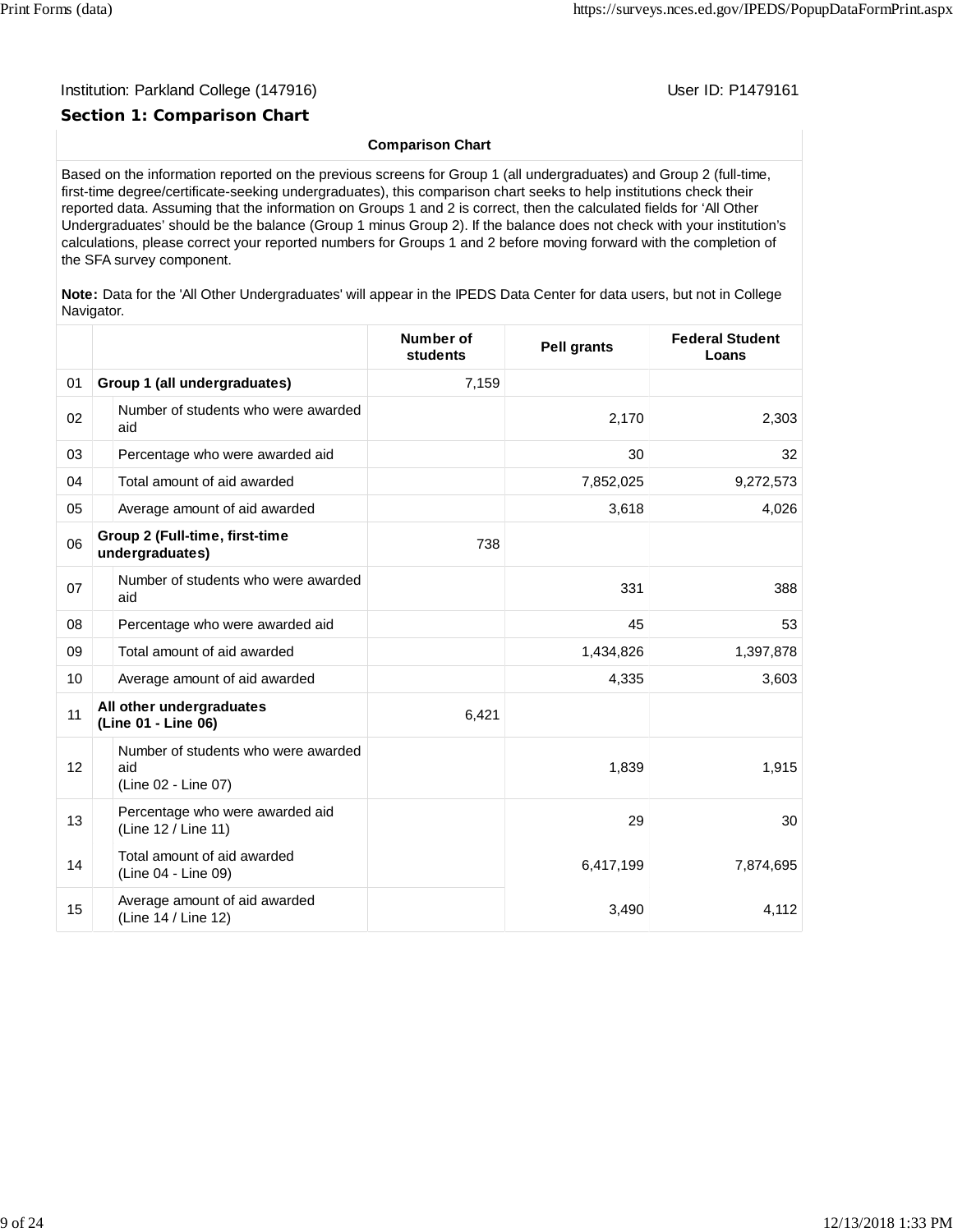Institution: Parkland College (147916)

User ID: P1479161

## Section 1: Comparison Chart

**Comparison Chart**

Based on the information reported on the previous screens for Group 1 (all undergraduates) and Group 2 (full-time, first-time degree/certificate-seeking undergraduates), this comparison chart seeks to help institutions check their reported data. Assuming that the information on Groups 1 and 2 is correct, then the calculated fields for 'All Other Undergraduates' should be the balance (Group 1 minus Group 2). If the balance does not check with your institution's calculations, please correct your reported numbers for Groups 1 and 2 before moving forward with the completion of the SFA survey component.

**Note:** Data for the 'All Other Undergraduates' will appear in the IPEDS Data Center for data users, but not in College Navigator.

| | | Number of students | Pell grants | Federal Student Loans |
|---|---|---|---|---|
| 01 | **Group 1 (all undergraduates)** | 7,159 | | |
| 02 | Number of students who were awarded aid | | 2,170 | 2,303 |
| 03 | Percentage who were awarded aid | | 30 | 32 |
| 04 | Total amount of aid awarded | | 7,852,025 | 9,272,573 |
| 05 | Average amount of aid awarded | | 3,618 | 4,026 |
| 06 | **Group 2 (Full-time, first-time undergraduates)** | 738 | | |
| 07 | Number of students who were awarded aid | | 331 | 388 |
| 08 | Percentage who were awarded aid | | 45 | 53 |
| 09 | Total amount of aid awarded | | 1,434,826 | 1,397,878 |
| 10 | Average amount of aid awarded | | 4,335 | 3,603 |
| 11 | **All other undergraduates (Line 01 - Line 06)** | 6,421 | | |
| 12 | Number of students who were awarded aid (Line 02 - Line 07) | | 1,839 | 1,915 |
| 13 | Percentage who were awarded aid (Line 12 / Line 11) | | 29 | 30 |
| 14 | Total amount of aid awarded (Line 04 - Line 09) | | 6,417,199 | 7,874,695 |
| 15 | Average amount of aid awarded (Line 14 / Line 12) | | 3,490 | 4,112 |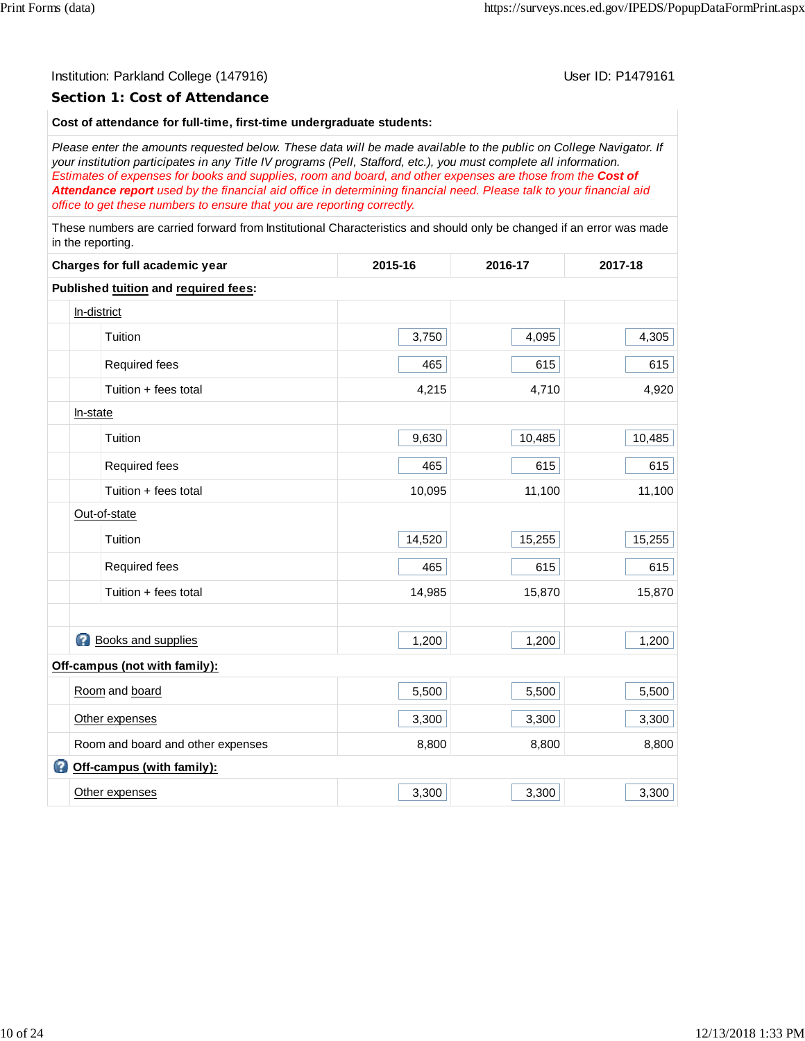Institution: Parkland College (147916)

User ID: P1479161

## Section 1: Cost of Attendance

**Cost of attendance for full-time, first-time undergraduate students:**

*Please enter the amounts requested below. These data will be made available to the public on College Navigator. If your institution participates in any Title IV programs (Pell, Stafford, etc.), you must complete all information.*
*Estimates of expenses for books and supplies, room and board, and other expenses are those from the* ***Cost of Attendance report*** *used by the financial aid office in determining financial need. Please talk to your financial aid office to get these numbers to ensure that you are reporting correctly.*

These numbers are carried forward from Institutional Characteristics and should only be changed if an error was made in the reporting.

| Charges for full academic year | 2015-16 | 2016-17 | 2017-18 |
|---|---|---|---|
| **Published tuition and required fees:** | | | |
| In-district | | | |
| Tuition | 3,750 | 4,095 | 4,305 |
| Required fees | 465 | 615 | 615 |
| Tuition + fees total | 4,215 | 4,710 | 4,920 |
| In-state | | | |
| Tuition | 9,630 | 10,485 | 10,485 |
| Required fees | 465 | 615 | 615 |
| Tuition + fees total | 10,095 | 11,100 | 11,100 |
| Out-of-state | | | |
| Tuition | 14,520 | 15,255 | 15,255 |
| Required fees | 465 | 615 | 615 |
| Tuition + fees total | 14,985 | 15,870 | 15,870 |
| | | | |
| Books and supplies | 1,200 | 1,200 | 1,200 |
| **Off-campus (not with family):** | | | |
| Room and board | 5,500 | 5,500 | 5,500 |
| Other expenses | 3,300 | 3,300 | 3,300 |
| Room and board and other expenses | 8,800 | 8,800 | 8,800 |
| **Off-campus (with family):** | | | |
| Other expenses | 3,300 | 3,300 | 3,300 |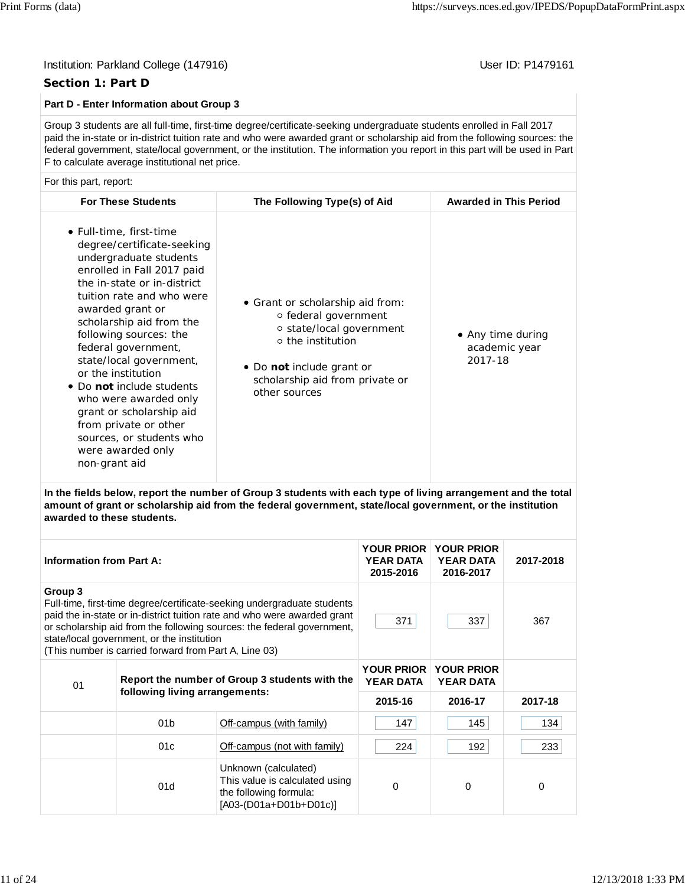Institution: Parkland College (147916)

User ID: P1479161

## Section 1: Part D

**Part D - Enter Information about Group 3**

Group 3 students are all full-time, first-time degree/certificate-seeking undergraduate students enrolled in Fall 2017 paid the in-state or in-district tuition rate and who were awarded grant or scholarship aid from the following sources: the federal government, state/local government, or the institution. The information you report in this part will be used in Part F to calculate average institutional net price.

For this part, report:

| For These Students | The Following Type(s) of Aid | Awarded in This Period |
|---|---|---|
| • Full-time, first-time degree/certificate-seeking undergraduate students enrolled in Fall 2017 paid the in-state or in-district tuition rate and who were awarded grant or scholarship aid from the following sources: the federal government, state/local government, or the institution<br>• Do **not** include students who were awarded only grant or scholarship aid from private or other sources, or students who were awarded only non-grant aid | • Grant or scholarship aid from:<br>&nbsp;&nbsp;○ federal government<br>&nbsp;&nbsp;○ state/local government<br>&nbsp;&nbsp;○ the institution<br>• Do **not** include grant or scholarship aid from private or other sources | • Any time during academic year 2017-18 |

**In the fields below, report the number of Group 3 students with each type of living arrangement and the total amount of grant or scholarship aid from the federal government, state/local government, or the institution awarded to these students.**

| Information from Part A: | | | YOUR PRIOR YEAR DATA 2015-2016 | YOUR PRIOR YEAR DATA 2016-2017 | 2017-2018 |
|---|---|---|---|---|---|
| **Group 3**<br>Full-time, first-time degree/certificate-seeking undergraduate students paid the in-state or in-district tuition rate and who were awarded grant or scholarship aid from the following sources: the federal government, state/local government, or the institution<br>(This number is carried forward from Part A, Line 03) | | | 371 | 337 | 367 |
| 01 | **Report the number of Group 3 students with the following living arrangements:** | | YOUR PRIOR YEAR DATA 2015-16 | YOUR PRIOR YEAR DATA 2016-17 | 2017-18 |
| | 01b | Off-campus (with family) | 147 | 145 | 134 |
| | 01c | Off-campus (not with family) | 224 | 192 | 233 |
| | 01d | Unknown (calculated)<br>This value is calculated using the following formula:<br>[A03-(D01a+D01b+D01c)] | 0 | 0 | 0 |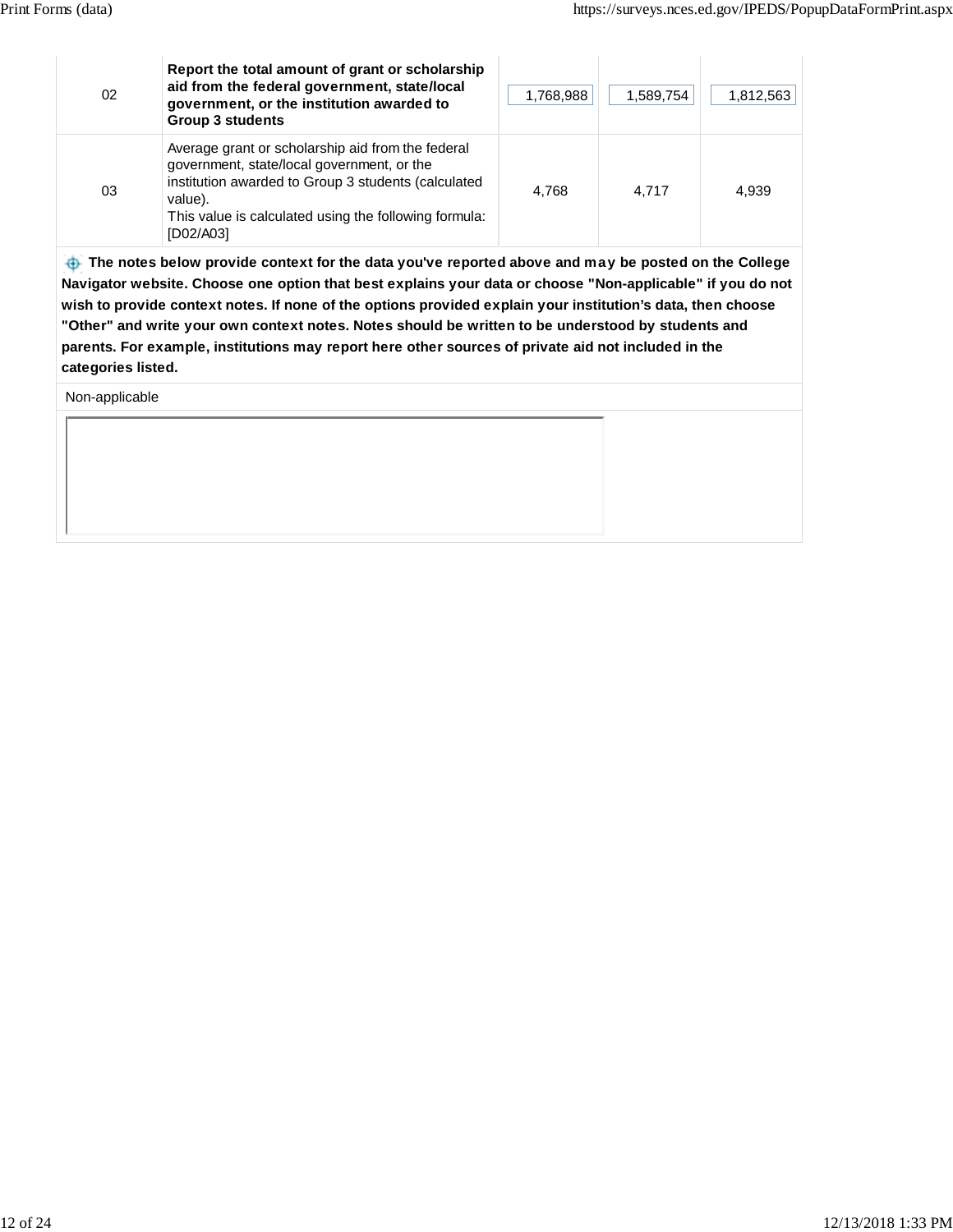| | | | | |
|---|---|---|---|---|
| 02 | **Report the total amount of grant or scholarship aid from the federal government, state/local government, or the institution awarded to Group 3 students** | 1,768,988 | 1,589,754 | 1,812,563 |
| 03 | Average grant or scholarship aid from the federal government, state/local government, or the institution awarded to Group 3 students (calculated value).<br>This value is calculated using the following formula: [D02/A03] | 4,768 | 4,717 | 4,939 |

**The notes below provide context for the data you've reported above and may be posted on the College Navigator website. Choose one option that best explains your data or choose "Non-applicable" if you do not wish to provide context notes. If none of the options provided explain your institution's data, then choose "Other" and write your own context notes. Notes should be written to be understood by students and parents. For example, institutions may report here other sources of private aid not included in the categories listed.**

Non-applicable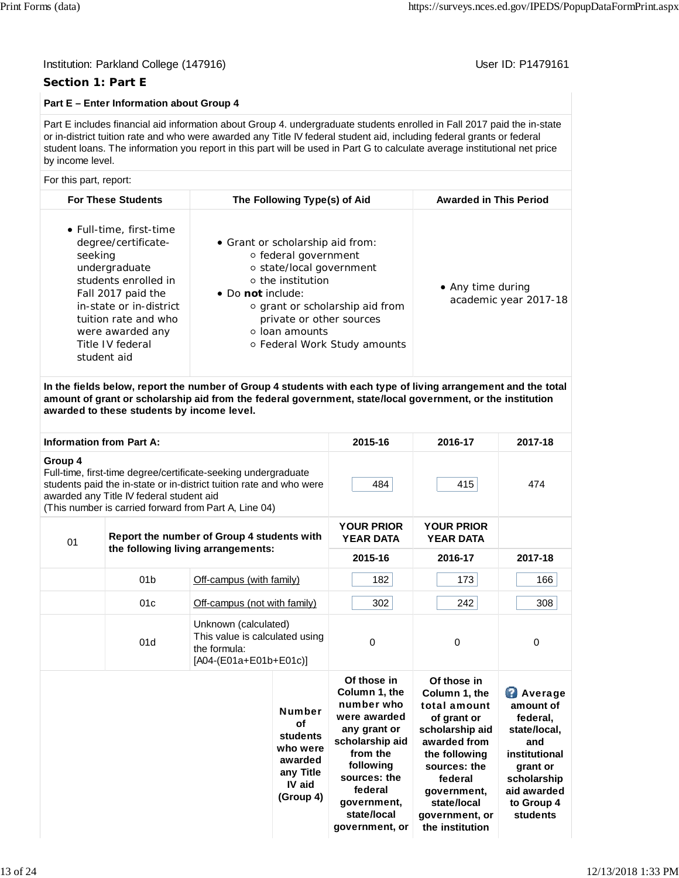Institution: Parkland College (147916)

User ID: P1479161

## Section 1: Part E

**Part E – Enter Information about Group 4**

Part E includes financial aid information about Group 4. undergraduate students enrolled in Fall 2017 paid the in-state or in-district tuition rate and who were awarded any Title IV federal student aid, including federal grants or federal student loans. The information you report in this part will be used in Part G to calculate average institutional net price by income level.

For this part, report:

| For These Students | The Following Type(s) of Aid | Awarded in This Period |
|---|---|---|
| • Full-time, first-time degree/certificate-seeking undergraduate students enrolled in Fall 2017 paid the in-state or in-district tuition rate and who were awarded any Title IV federal student aid | • Grant or scholarship aid from:<br>◦ federal government<br>◦ state/local government<br>◦ the institution<br>• Do **not** include:<br>◦ grant or scholarship aid from private or other sources<br>◦ loan amounts<br>◦ Federal Work Study amounts | • Any time during academic year 2017-18 |

**In the fields below, report the number of Group 4 students with each type of living arrangement and the total amount of grant or scholarship aid from the federal government, state/local government, or the institution awarded to these students by income level.**

| Information from Part A: | | | 2015-16 | 2016-17 | 2017-18 |
|---|---|---|---|---|---|
| **Group 4**<br>Full-time, first-time degree/certificate-seeking undergraduate students paid the in-state or in-district tuition rate and who were awarded any Title IV federal student aid<br>(This number is carried forward from Part A, Line 04) | | | 484 | 415 | 474 |
| 01 | **Report the number of Group 4 students with the following living arrangements:** | | **YOUR PRIOR YEAR DATA**<br>**2015-16** | **YOUR PRIOR YEAR DATA**<br>**2016-17** | **2017-18** |
| | 01b | Off-campus (with family) | 182 | 173 | 166 |
| | 01c | Off-campus (not with family) | 302 | 242 | 308 |
| | 01d | Unknown (calculated)<br>This value is calculated using the formula:<br>[A04-(E01a+E01b+E01c)] | 0 | 0 | 0 |

| | **Number of students who were awarded any Title IV aid (Group 4)** | **Of those in Column 1, the number who were awarded any grant or scholarship aid from the following sources: the federal government, state/local government, or** | **Of those in Column 1, the total amount of grant or scholarship aid awarded from the following sources: the federal government, state/local government, or the institution** | **Average amount of federal, state/local, and institutional grant or scholarship aid awarded to Group 4 students** |
|---|---|---|---|---|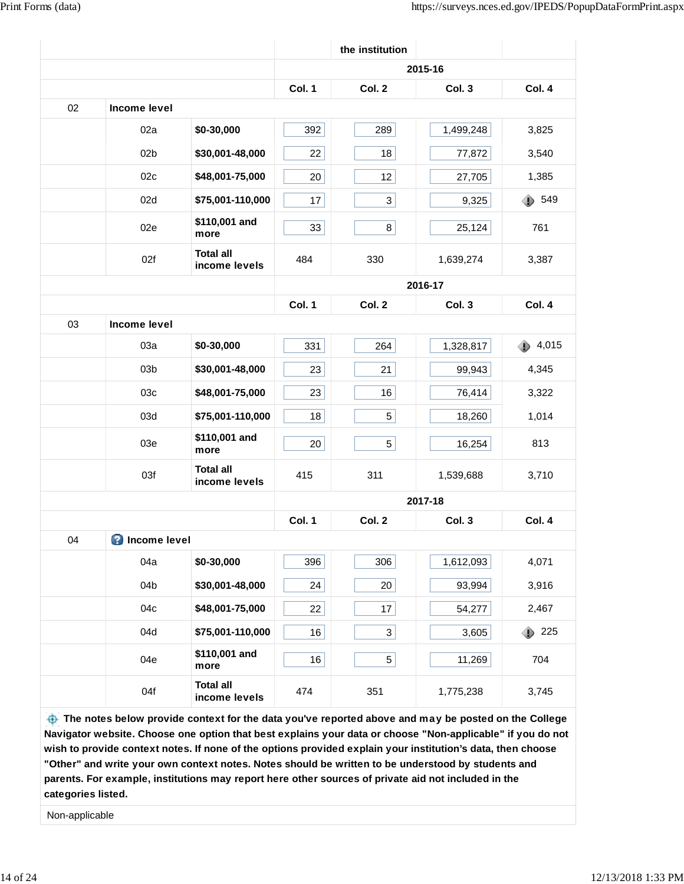| | | | the institution | | |
|---|---|---|---|---|---|
| | | | | 2015-16 | | |
| | | Col. 1 | Col. 2 | Col. 3 | Col. 4 |
| 02 | Income level | | | | | |
| | 02a | $0-30,000 | 392 | 289 | 1,499,248 | 3,825 |
| | 02b | $30,001-48,000 | 22 | 18 | 77,872 | 3,540 |
| | 02c | $48,001-75,000 | 20 | 12 | 27,705 | 1,385 |
| | 02d | $75,001-110,000 | 17 | 3 | 9,325 | 549 |
| | 02e | $110,001 and more | 33 | 8 | 25,124 | 761 |
| | 02f | Total all income levels | 484 | 330 | 1,639,274 | 3,387 |
| | | | | 2016-17 | | |
| | | | Col. 1 | Col. 2 | Col. 3 | Col. 4 |
| 03 | Income level | | | | | |
| | 03a | $0-30,000 | 331 | 264 | 1,328,817 | 4,015 |
| | 03b | $30,001-48,000 | 23 | 21 | 99,943 | 4,345 |
| | 03c | $48,001-75,000 | 23 | 16 | 76,414 | 3,322 |
| | 03d | $75,001-110,000 | 18 | 5 | 18,260 | 1,014 |
| | 03e | $110,001 and more | 20 | 5 | 16,254 | 813 |
| | 03f | Total all income levels | 415 | 311 | 1,539,688 | 3,710 |
| | | | | 2017-18 | | |
| | | | Col. 1 | Col. 2 | Col. 3 | Col. 4 |
| 04 | Income level | | | | | |
| | 04a | $0-30,000 | 396 | 306 | 1,612,093 | 4,071 |
| | 04b | $30,001-48,000 | 24 | 20 | 93,994 | 3,916 |
| | 04c | $48,001-75,000 | 22 | 17 | 54,277 | 2,467 |
| | 04d | $75,001-110,000 | 16 | 3 | 3,605 | 225 |
| | 04e | $110,001 and more | 16 | 5 | 11,269 | 704 |
| | 04f | Total all income levels | 474 | 351 | 1,775,238 | 3,745 |

**The notes below provide context for the data you've reported above and may be posted on the College Navigator website. Choose one option that best explains your data or choose "Non-applicable" if you do not wish to provide context notes. If none of the options provided explain your institution's data, then choose "Other" and write your own context notes. Notes should be written to be understood by students and parents. For example, institutions may report here other sources of private aid not included in the categories listed.**

Non-applicable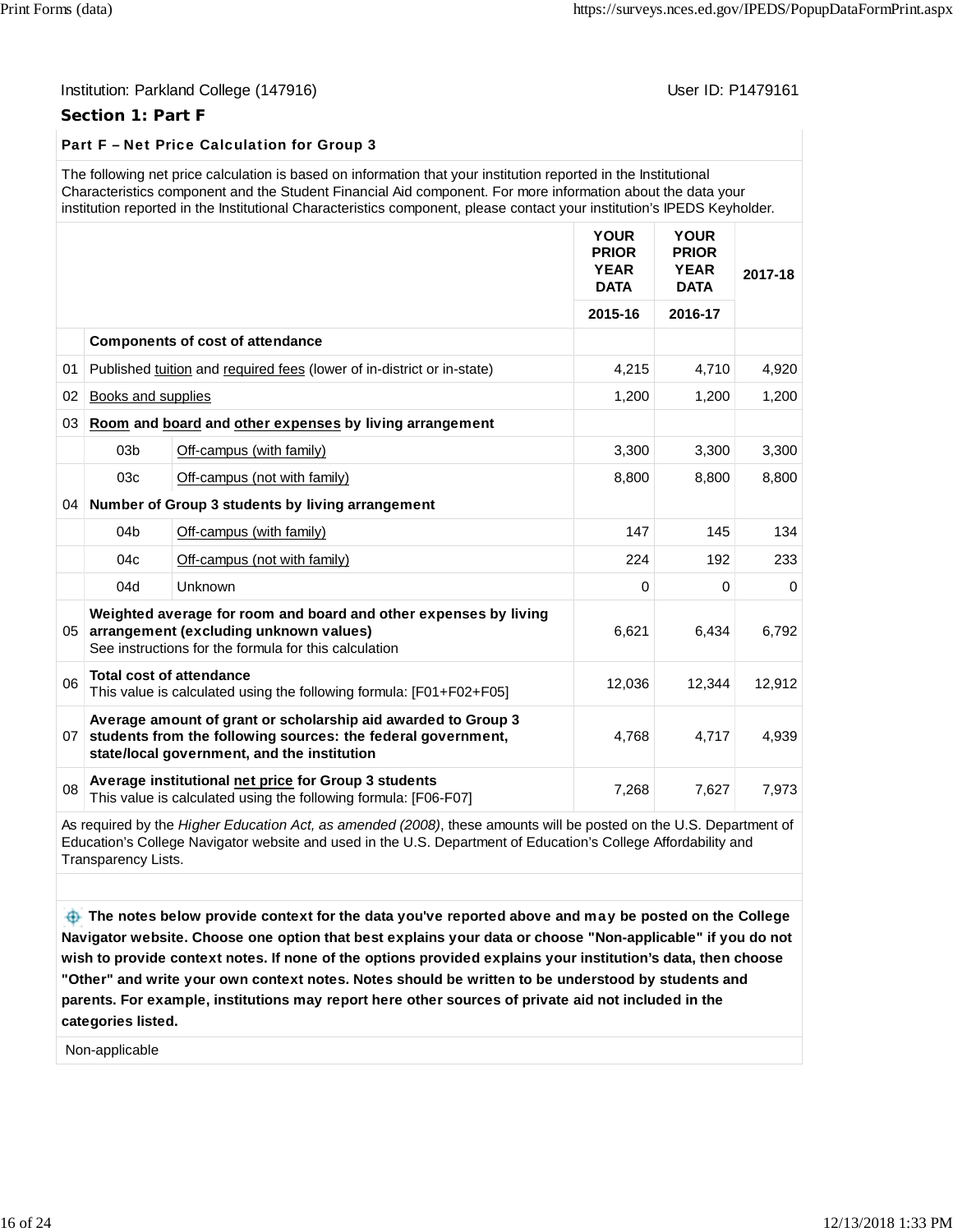Institution: Parkland College (147916)

User ID: P1479161

## Section 1: Part F

### Part F – Net Price Calculation for Group 3

The following net price calculation is based on information that your institution reported in the Institutional Characteristics component and the Student Financial Aid component. For more information about the data your institution reported in the Institutional Characteristics component, please contact your institution's IPEDS Keyholder.

| | | | YOUR PRIOR YEAR DATA 2015-16 | YOUR PRIOR YEAR DATA 2016-17 | 2017-18 |
|---|---|---|---|---|---|
| | **Components of cost of attendance** | | | | |
| 01 | Published tuition and required fees (lower of in-district or in-state) | | 4,215 | 4,710 | 4,920 |
| 02 | Books and supplies | | 1,200 | 1,200 | 1,200 |
| 03 | **Room and board and other expenses by living arrangement** | | | | |
| | 03b | Off-campus (with family) | 3,300 | 3,300 | 3,300 |
| | 03c | Off-campus (not with family) | 8,800 | 8,800 | 8,800 |
| 04 | **Number of Group 3 students by living arrangement** | | | | |
| | 04b | Off-campus (with family) | 147 | 145 | 134 |
| | 04c | Off-campus (not with family) | 224 | 192 | 233 |
| | 04d | Unknown | 0 | 0 | 0 |
| 05 | **Weighted average for room and board and other expenses by living arrangement (excluding unknown values)** See instructions for the formula for this calculation | | 6,621 | 6,434 | 6,792 |
| 06 | **Total cost of attendance** This value is calculated using the following formula: [F01+F02+F05] | | 12,036 | 12,344 | 12,912 |
| 07 | **Average amount of grant or scholarship aid awarded to Group 3 students from the following sources: the federal government, state/local government, and the institution** | | 4,768 | 4,717 | 4,939 |
| 08 | **Average institutional net price for Group 3 students** This value is calculated using the following formula: [F06-F07] | | 7,268 | 7,627 | 7,973 |

As required by the *Higher Education Act, as amended (2008)*, these amounts will be posted on the U.S. Department of Education's College Navigator website and used in the U.S. Department of Education's College Affordability and Transparency Lists.

**The notes below provide context for the data you've reported above and may be posted on the College Navigator website. Choose one option that best explains your data or choose "Non-applicable" if you do not wish to provide context notes. If none of the options provided explains your institution's data, then choose "Other" and write your own context notes. Notes should be written to be understood by students and parents. For example, institutions may report here other sources of private aid not included in the categories listed.**

Non-applicable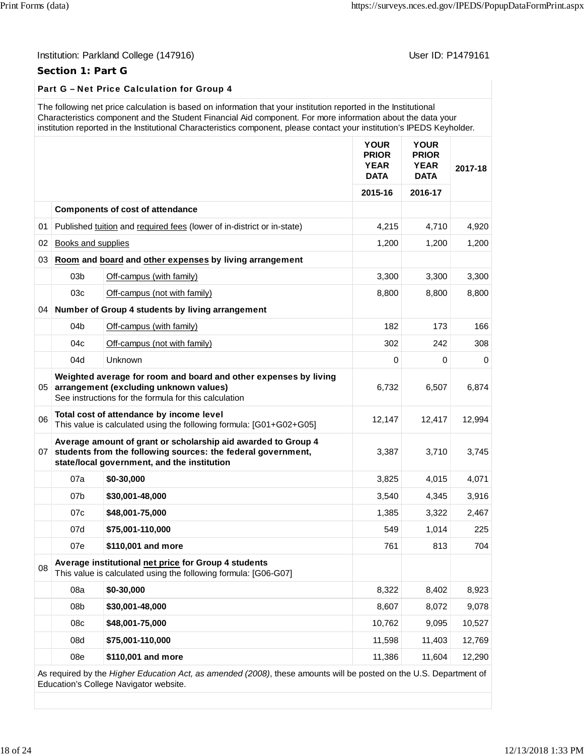Institution: Parkland College (147916)

User ID: P1479161

## Section 1: Part G

### Part G – Net Price Calculation for Group 4

The following net price calculation is based on information that your institution reported in the Institutional Characteristics component and the Student Financial Aid component. For more information about the data your institution reported in the Institutional Characteristics component, please contact your institution's IPEDS Keyholder.

| | | | YOUR PRIOR YEAR DATA | YOUR PRIOR YEAR DATA | 2017-18 |
|---|---|---|---|---|---|
| | | | 2015-16 | 2016-17 | |
| | **Components of cost of attendance** | | | | |
| 01 | Published tuition and required fees (lower of in-district or in-state) | | 4,215 | 4,710 | 4,920 |
| 02 | Books and supplies | | 1,200 | 1,200 | 1,200 |
| 03 | **Room and board and other expenses by living arrangement** | | | | |
| | 03b | Off-campus (with family) | 3,300 | 3,300 | 3,300 |
| | 03c | Off-campus (not with family) | 8,800 | 8,800 | 8,800 |
| 04 | **Number of Group 4 students by living arrangement** | | | | |
| | 04b | Off-campus (with family) | 182 | 173 | 166 |
| | 04c | Off-campus (not with family) | 302 | 242 | 308 |
| | 04d | Unknown | 0 | 0 | 0 |
| 05 | **Weighted average for room and board and other expenses by living arrangement (excluding unknown values)** See instructions for the formula for this calculation | | 6,732 | 6,507 | 6,874 |
| 06 | **Total cost of attendance by income level** This value is calculated using the following formula: [G01+G02+G05] | | 12,147 | 12,417 | 12,994 |
| 07 | **Average amount of grant or scholarship aid awarded to Group 4 students from the following sources: the federal government, state/local government, and the institution** | | 3,387 | 3,710 | 3,745 |
| | 07a | **$0-30,000** | 3,825 | 4,015 | 4,071 |
| | 07b | **$30,001-48,000** | 3,540 | 4,345 | 3,916 |
| | 07c | **$48,001-75,000** | 1,385 | 3,322 | 2,467 |
| | 07d | **$75,001-110,000** | 549 | 1,014 | 225 |
| | 07e | **$110,001 and more** | 761 | 813 | 704 |
| 08 | **Average institutional net price for Group 4 students** This value is calculated using the following formula: [G06-G07] | | | | |
| | 08a | **$0-30,000** | 8,322 | 8,402 | 8,923 |
| | 08b | **$30,001-48,000** | 8,607 | 8,072 | 9,078 |
| | 08c | **$48,001-75,000** | 10,762 | 9,095 | 10,527 |
| | 08d | **$75,001-110,000** | 11,598 | 11,403 | 12,769 |
| | 08e | **$110,001 and more** | 11,386 | 11,604 | 12,290 |

As required by the *Higher Education Act, as amended (2008)*, these amounts will be posted on the U.S. Department of Education's College Navigator website.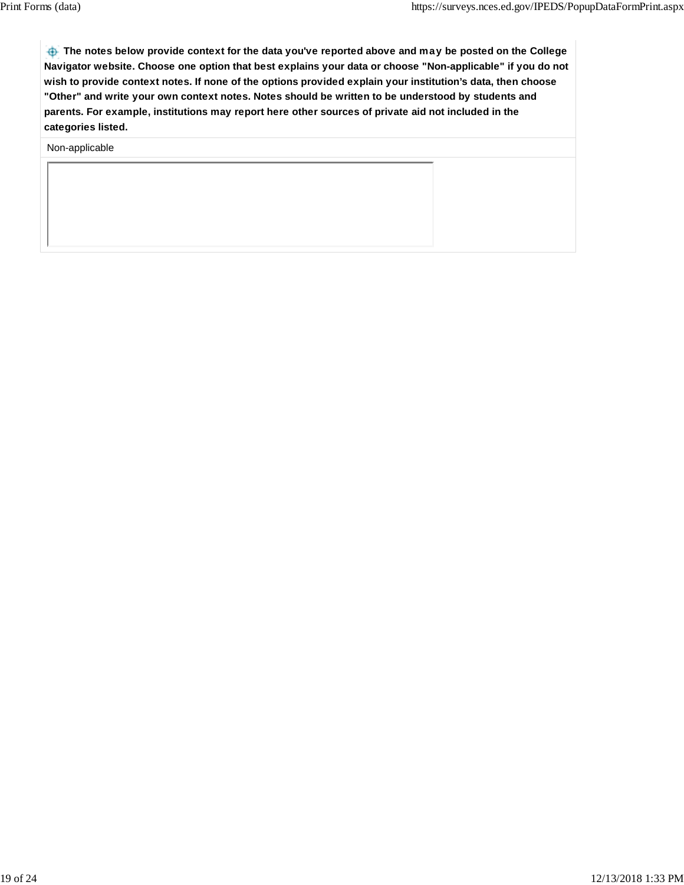**The notes below provide context for the data you've reported above and may be posted on the College Navigator website. Choose one option that best explains your data or choose "Non-applicable" if you do not wish to provide context notes. If none of the options provided explain your institution's data, then choose "Other" and write your own context notes. Notes should be written to be understood by students and parents. For example, institutions may report here other sources of private aid not included in the categories listed.**

Non-applicable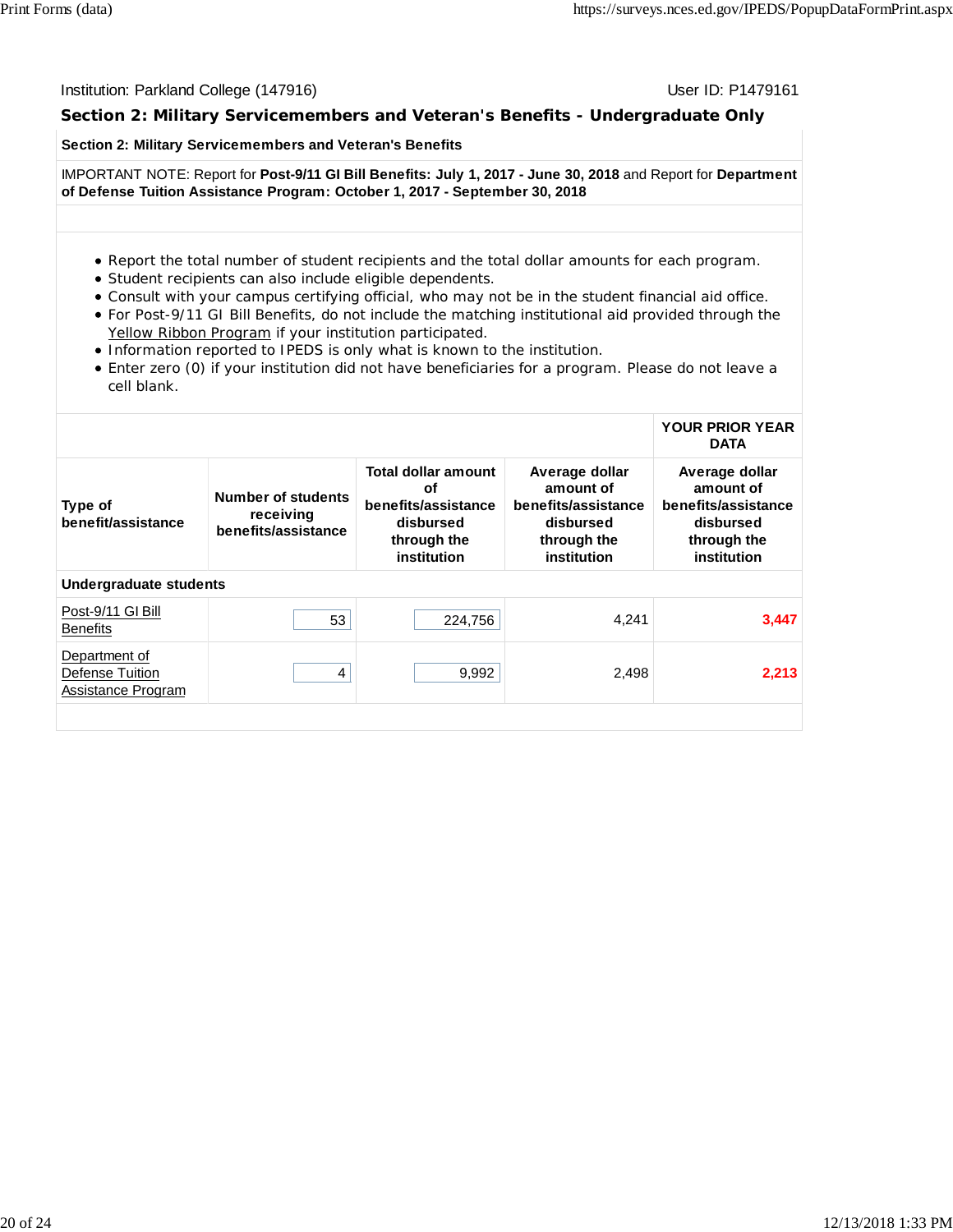Institution: Parkland College (147916) User ID: P1479161

## Section 2: Military Servicemembers and Veteran's Benefits - Undergraduate Only

**Section 2: Military Servicemembers and Veteran's Benefits**

IMPORTANT NOTE: Report for **Post-9/11 GI Bill Benefits: July 1, 2017 - June 30, 2018** and Report for **Department of Defense Tuition Assistance Program: October 1, 2017 - September 30, 2018**

- Report the total number of student recipients and the total dollar amounts for each program.
- Student recipients can also include eligible dependents.
- Consult with your campus certifying official, who may not be in the student financial aid office.
- For Post-9/11 GI Bill Benefits, do not include the matching institutional aid provided through the Yellow Ribbon Program if your institution participated.
- Information reported to IPEDS is only what is known to the institution.
- Enter zero (0) if your institution did not have beneficiaries for a program. Please do not leave a cell blank.

| | | | | YOUR PRIOR YEAR DATA |
|---|---|---|---|---|
| **Type of benefit/assistance** | **Number of students receiving benefits/assistance** | **Total dollar amount of benefits/assistance disbursed through the institution** | **Average dollar amount of benefits/assistance disbursed through the institution** | **Average dollar amount of benefits/assistance disbursed through the institution** |
| **Undergraduate students** | | | | |
| Post-9/11 GI Bill Benefits | 53 | 224,756 | 4,241 | **3,447** |
| Department of Defense Tuition Assistance Program | 4 | 9,992 | 2,498 | **2,213** |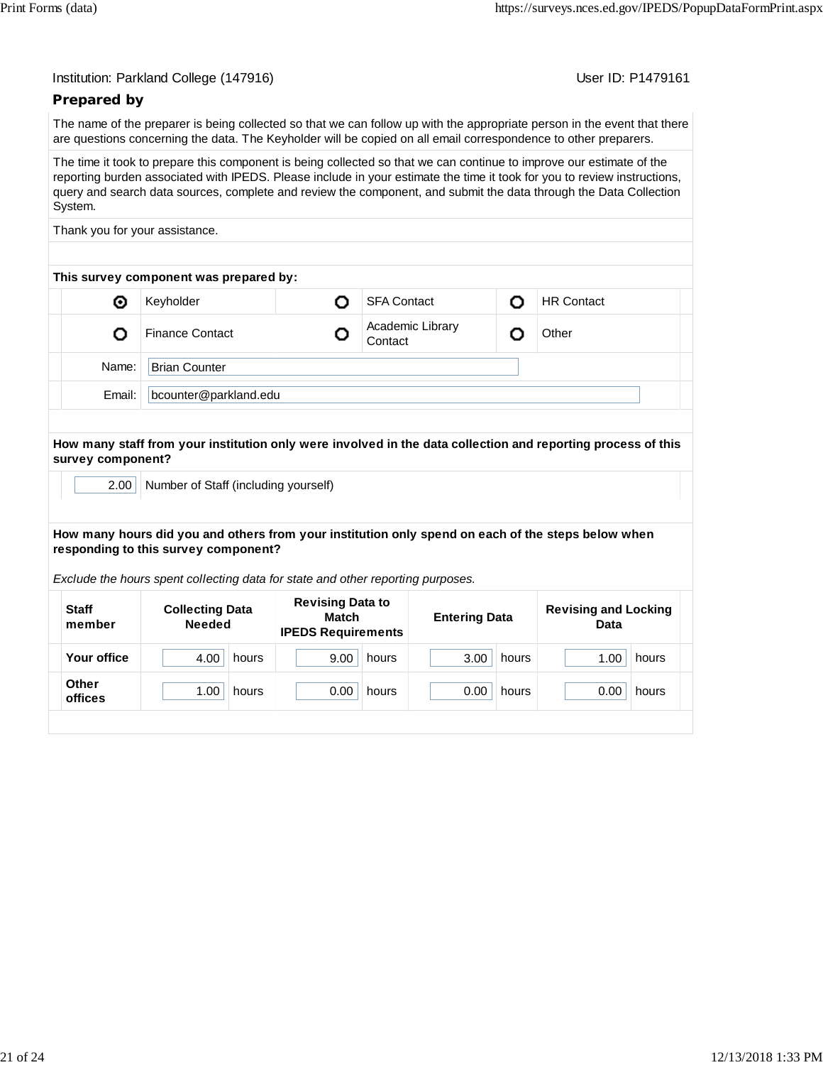Institution: Parkland College (147916) User ID: P1479161

## Prepared by

The name of the preparer is being collected so that we can follow up with the appropriate person in the event that there are questions concerning the data. The Keyholder will be copied on all email correspondence to other preparers.

The time it took to prepare this component is being collected so that we can continue to improve our estimate of the reporting burden associated with IPEDS. Please include in your estimate the time it took for you to review instructions, query and search data sources, complete and review the component, and submit the data through the Data Collection System.

Thank you for your assistance.

**This survey component was prepared by:**

| | | | | | |
|---|---|---|---|---|---|
| ◉ | Keyholder | ○ | SFA Contact | ○ | HR Contact |
| ○ | Finance Contact | ○ | Academic Library Contact | ○ | Other |

Name: Brian Counter

Email: bcounter@parkland.edu

**How many staff from your institution only were involved in the data collection and reporting process of this survey component?**

2.00 Number of Staff (including yourself)

**How many hours did you and others from your institution only spend on each of the steps below when responding to this survey component?**

*Exclude the hours spent collecting data for state and other reporting purposes.*

| Staff member | Collecting Data Needed | Revising Data to Match IPEDS Requirements | Entering Data | Revising and Locking Data |
|---|---|---|---|---|
| Your office | 4.00 hours | 9.00 hours | 3.00 hours | 1.00 hours |
| Other offices | 1.00 hours | 0.00 hours | 0.00 hours | 0.00 hours |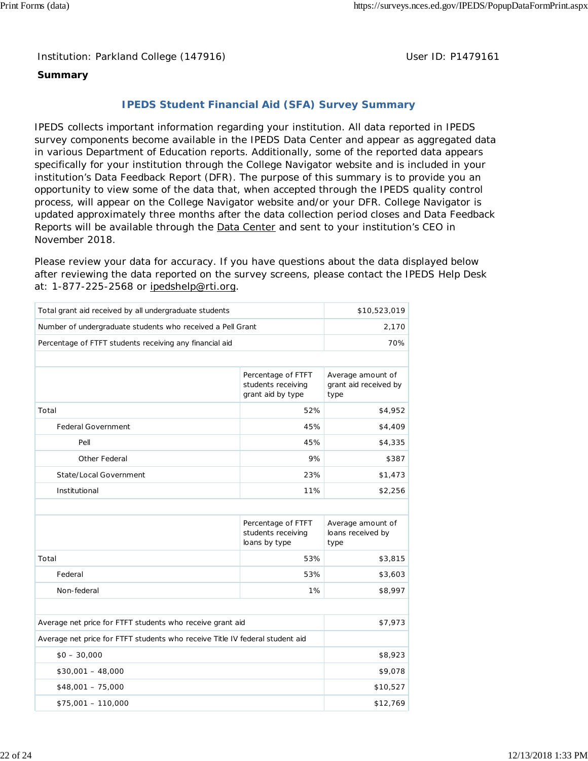Institution: Parkland College (147916) User ID: P1479161

**Summary**

## IPEDS Student Financial Aid (SFA) Survey Summary

IPEDS collects important information regarding your institution. All data reported in IPEDS survey components become available in the IPEDS Data Center and appear as aggregated data in various Department of Education reports. Additionally, some of the reported data appears specifically for your institution through the College Navigator website and is included in your institution's Data Feedback Report (DFR). The purpose of this summary is to provide you an opportunity to view some of the data that, when accepted through the IPEDS quality control process, will appear on the College Navigator website and/or your DFR. College Navigator is updated approximately three months after the data collection period closes and Data Feedback Reports will be available through the Data Center and sent to your institution's CEO in November 2018.

Please review your data for accuracy. If you have questions about the data displayed below after reviewing the data reported on the survey screens, please contact the IPEDS Help Desk at: 1-877-225-2568 or ipedshelp@rti.org.

| | |
|---|---|
| Total grant aid received by all undergraduate students | $10,523,019 |
| Number of undergraduate students who received a Pell Grant | 2,170 |
| Percentage of FTFT students receiving any financial aid | 70% |

| | Percentage of FTFT students receiving grant aid by type | Average amount of grant aid received by type |
|---|---|---|
| Total | 52% | $4,952 |
| Federal Government | 45% | $4,409 |
| Pell | 45% | $4,335 |
| Other Federal | 9% | $387 |
| State/Local Government | 23% | $1,473 |
| Institutional | 11% | $2,256 |

| | Percentage of FTFT students receiving loans by type | Average amount of loans received by type |
|---|---|---|
| Total | 53% | $3,815 |
| Federal | 53% | $3,603 |
| Non-federal | 1% | $8,997 |

| | |
|---|---|
| Average net price for FTFT students who receive grant aid | $7,973 |
| Average net price for FTFT students who receive Title IV federal student aid | |
| $0 – 30,000 | $8,923 |
| $30,001 – 48,000 | $9,078 |
| $48,001 – 75,000 | $10,527 |
| $75,001 – 110,000 | $12,769 |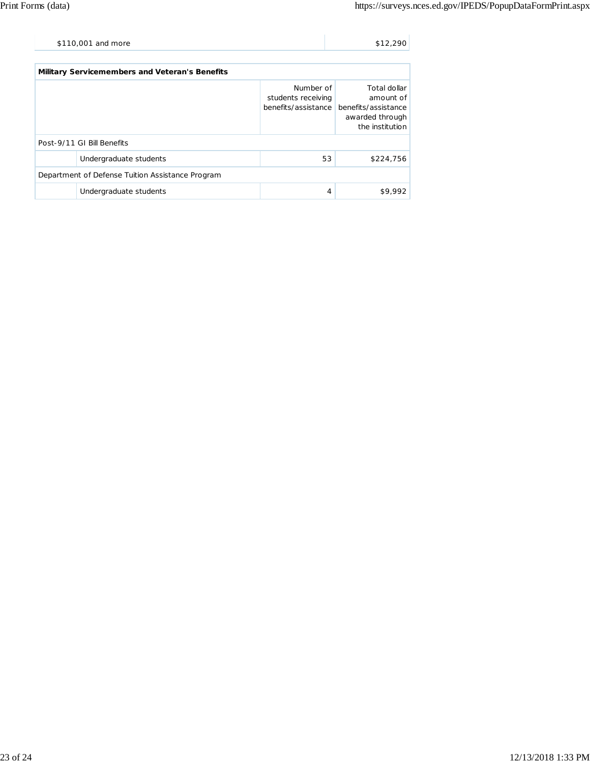| | |
|---|---|
| $110,001 and more | $12,290 |

| Military Servicemembers and Veteran's Benefits | | | |
|---|---|---|---|
| | | Number of students receiving benefits/assistance | Total dollar amount of benefits/assistance awarded through the institution |
| Post-9/11 GI Bill Benefits | | | |
| | Undergraduate students | 53 | $224,756 |
| Department of Defense Tuition Assistance Program | | | |
| | Undergraduate students | 4 | $9,992 |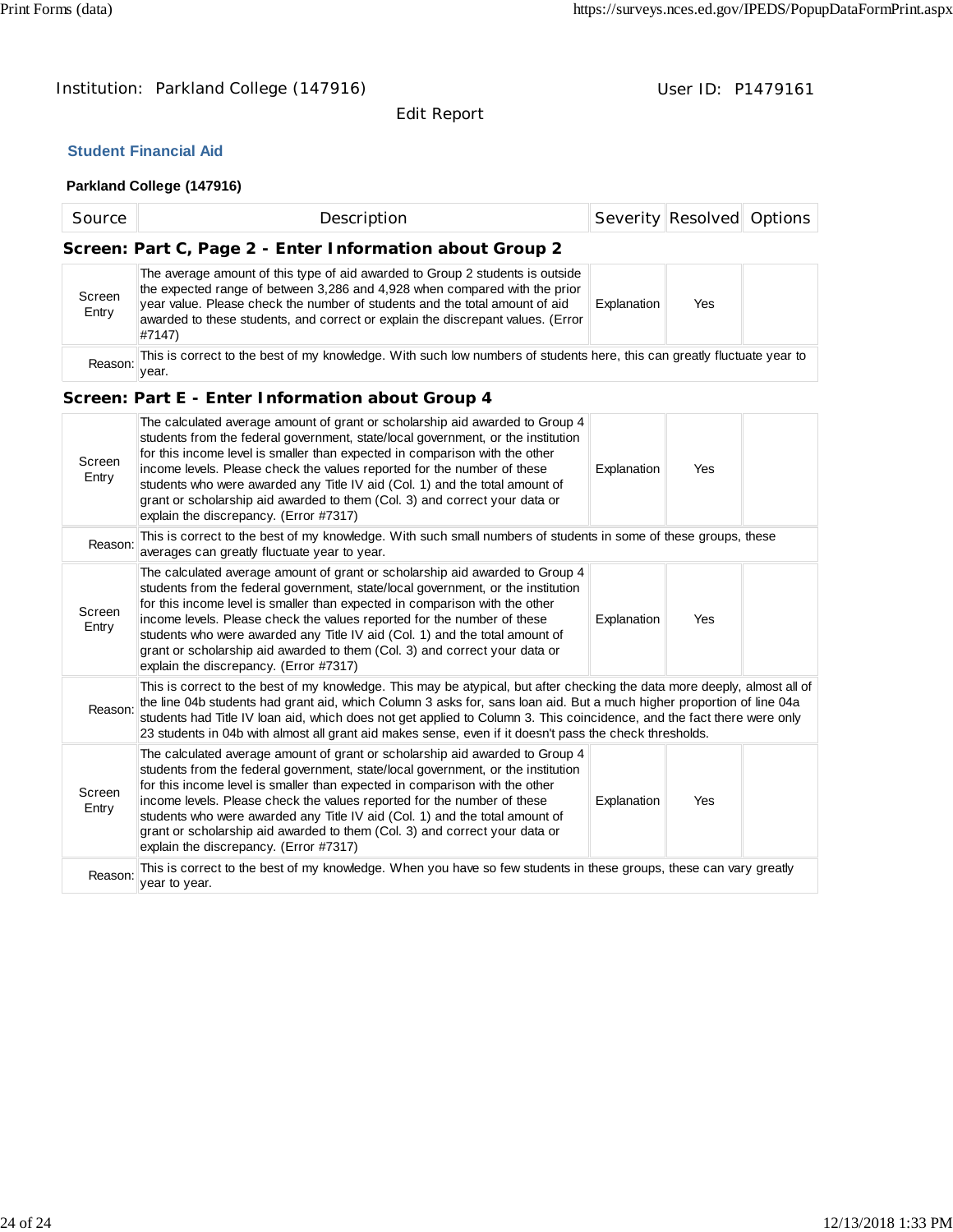Institution: Parkland College (147916)

User ID: P1479161

Edit Report

## Student Financial Aid

**Parkland College (147916)**

| Source | Description | Severity | Resolved | Options |
|---|---|---|---|---|

### Screen: Part C, Page 2 - Enter Information about Group 2

| | | | | |
|---|---|---|---|---|
| Screen Entry | The average amount of this type of aid awarded to Group 2 students is outside the expected range of between 3,286 and 4,928 when compared with the prior year value. Please check the number of students and the total amount of aid awarded to these students, and correct or explain the discrepant values. (Error #7147) | Explanation | Yes | |
| Reason: | This is correct to the best of my knowledge. With such low numbers of students here, this can greatly fluctuate year to year. | | | |

### Screen: Part E - Enter Information about Group 4

| | | | | |
|---|---|---|---|---|
| Screen Entry | The calculated average amount of grant or scholarship aid awarded to Group 4 students from the federal government, state/local government, or the institution for this income level is smaller than expected in comparison with the other income levels. Please check the values reported for the number of these students who were awarded any Title IV aid (Col. 1) and the total amount of grant or scholarship aid awarded to them (Col. 3) and correct your data or explain the discrepancy. (Error #7317) | Explanation | Yes | |
| Reason: | This is correct to the best of my knowledge. With such small numbers of students in some of these groups, these averages can greatly fluctuate year to year. | | | |
| Screen Entry | The calculated average amount of grant or scholarship aid awarded to Group 4 students from the federal government, state/local government, or the institution for this income level is smaller than expected in comparison with the other income levels. Please check the values reported for the number of these students who were awarded any Title IV aid (Col. 1) and the total amount of grant or scholarship aid awarded to them (Col. 3) and correct your data or explain the discrepancy. (Error #7317) | Explanation | Yes | |
| Reason: | This is correct to the best of my knowledge. This may be atypical, but after checking the data more deeply, almost all of the line 04b students had grant aid, which Column 3 asks for, sans loan aid. But a much higher proportion of line 04a students had Title IV loan aid, which does not get applied to Column 3. This coincidence, and the fact there were only 23 students in 04b with almost all grant aid makes sense, even if it doesn't pass the check thresholds. | | | |
| Screen Entry | The calculated average amount of grant or scholarship aid awarded to Group 4 students from the federal government, state/local government, or the institution for this income level is smaller than expected in comparison with the other income levels. Please check the values reported for the number of these students who were awarded any Title IV aid (Col. 1) and the total amount of grant or scholarship aid awarded to them (Col. 3) and correct your data or explain the discrepancy. (Error #7317) | Explanation | Yes | |
| Reason: | This is correct to the best of my knowledge. When you have so few students in these groups, these can vary greatly year to year. | | | |